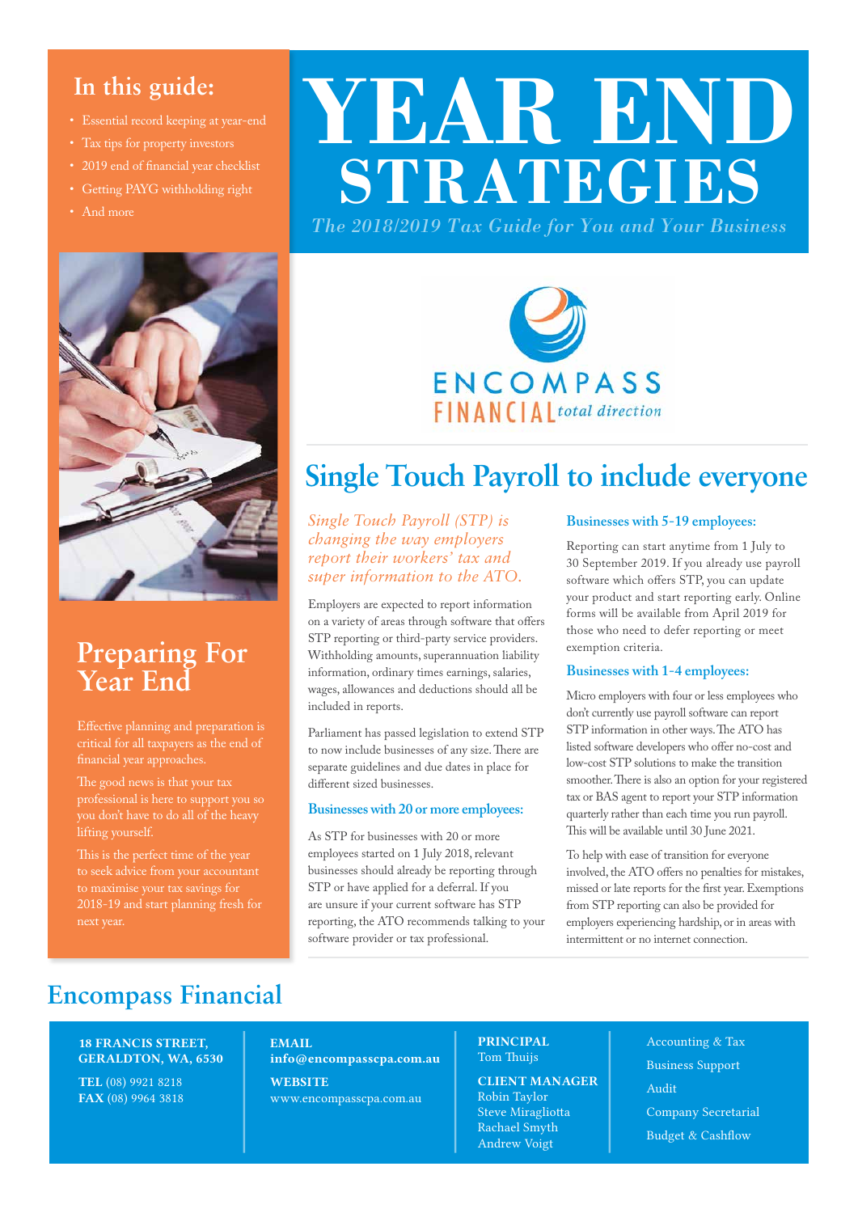# YEAR END STRATEGIES

*The 2018/2019 Tax Guide for You and Your Business*

## In this guide:

- Essential record keeping at year-end
- Tax tips for property investors
- 2019 end of financial year checklist
- Getting PAYG withholding right
- And more

## Preparing For Year End

Effective planning and preparation is critical for all taxpayers as the end of financial year approaches.

The good news is that your tax professional is here to support you so you don't have to do all of the heavy lifting yourself.

This is the perfect time of the year to seek advice from your accountant to maximise your tax savings for 2018-19 and start planning fresh for next year.

ENCOMPASS FINANCIAL *total direction*

## Single Touch Payroll to include everyone

*Single Touch Payroll (STP) is changing the way employers report their workers' tax and super information to the ATO.*

Employers are expected to report information on a variety of areas through software that offers STP reporting or third-party service providers. Withholding amounts, superannuation liability information, ordinary times earnings, salaries, wages, allowances and deductions should all be included in reports.

Parliament has passed legislation to extend STP to now include businesses of any size. There are separate guidelines and due dates in place for different sized businesses.

### Businesses with 20 or more employees:

As STP for businesses with 20 or more employees started on 1 July 2018, relevant businesses should already be reporting through STP or have applied for a deferral. If you are unsure if your current software has STP reporting, the ATO recommends talking to your software provider or tax professional.

### Businesses with 5-19 employees:

Reporting can start anytime from 1 July to 30 September 2019. If you already use payroll software which offers STP, you can update your product and start reporting early. Online forms will be available from April 2019 for those who need to defer reporting or meet exemption criteria.

### Businesses with 1-4 employees:

Micro employers with four or less employees who don't currently use payroll software can report STP information in other ways. The ATO has listed software developers who offer no-cost and low-cost STP solutions to make the transition smoother. There is also an option for your registered tax or BAS agent to report your STP information quarterly rather than each time you run payroll. This will be available until 30 June 2021.

To help with ease of transition for everyone involved, the ATO offers no penalties for mistakes, missed or late reports for the first year. Exemptions from STP reporting can also be provided for employers experiencing hardship, or in areas with intermittent or no internet connection.

## Encompass Financial

**18 FRANCIS STREET, GERALDTON, WA, 6530**

**TEL** (08) 9921 8218
**FAX** (08) 9964 3818

**EMAIL**
**info@encompasscpa.com.au**

**WEBSITE**
www.encompasscpa.com.au

**PRINCIPAL**
Tom Thuijs

**CLIENT MANAGER**
Robin Taylor
Steve Miragliotta
Rachael Smyth
Andrew Voigt

Accounting & Tax
Business Support
Audit
Company Secretarial
Budget & Cashflow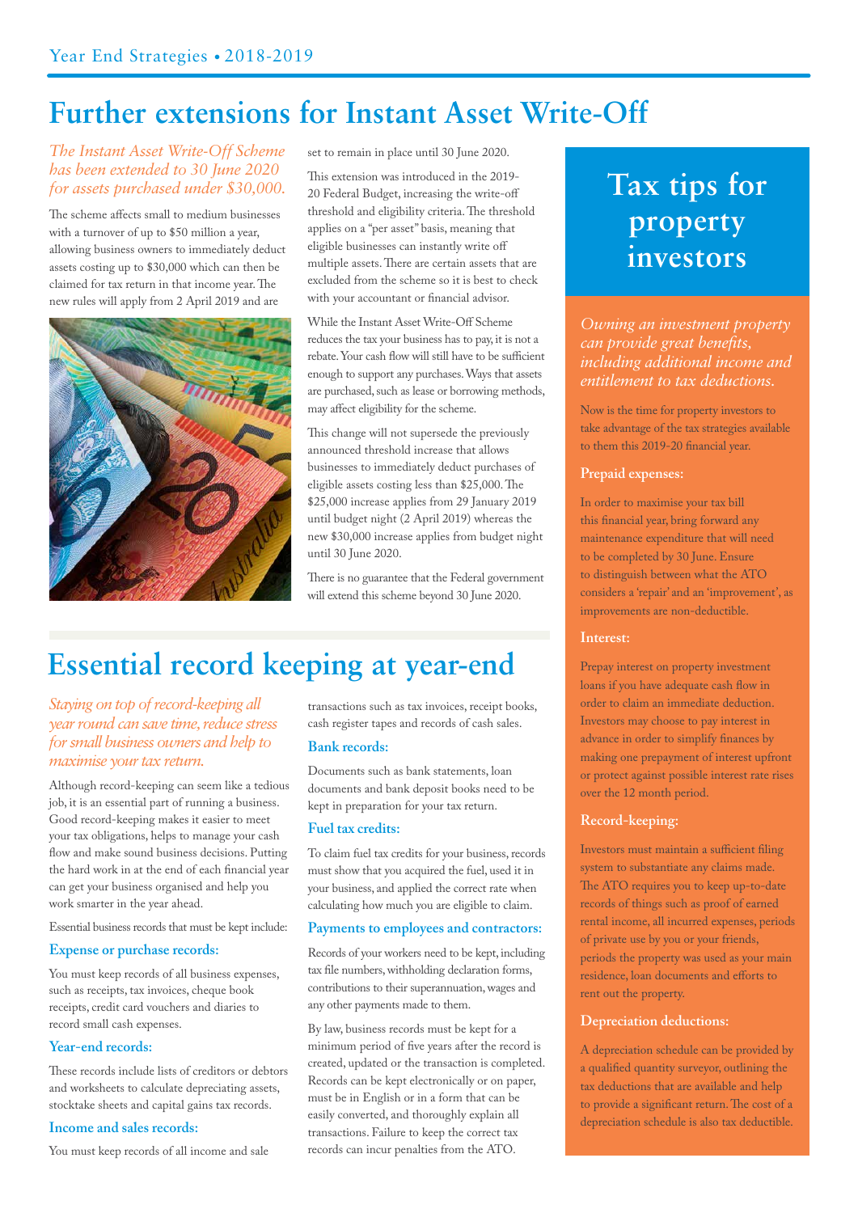# Further extensions for Instant Asset Write-Off

*The Instant Asset Write-Off Scheme has been extended to 30 June 2020 for assets purchased under $30,000.*

The scheme affects small to medium businesses with a turnover of up to $50 million a year, allowing business owners to immediately deduct assets costing up to $30,000 which can then be claimed for tax return in that income year. The new rules will apply from 2 April 2019 and are set to remain in place until 30 June 2020.

This extension was introduced in the 2019-20 Federal Budget, increasing the write-off threshold and eligibility criteria. The threshold applies on a "per asset" basis, meaning that eligible businesses can instantly write off multiple assets. There are certain assets that are excluded from the scheme so it is best to check with your accountant or financial advisor.

While the Instant Asset Write-Off Scheme reduces the tax your business has to pay, it is not a rebate. Your cash flow will still have to be sufficient enough to support any purchases. Ways that assets are purchased, such as lease or borrowing methods, may affect eligibility for the scheme.

This change will not supersede the previously announced threshold increase that allows businesses to immediately deduct purchases of eligible assets costing less than $25,000. The $25,000 increase applies from 29 January 2019 until budget night (2 April 2019) whereas the new $30,000 increase applies from budget night until 30 June 2020.

There is no guarantee that the Federal government will extend this scheme beyond 30 June 2020.

# Essential record keeping at year-end

*Staying on top of record-keeping all year round can save time, reduce stress for small business owners and help to maximise your tax return.*

Although record-keeping can seem like a tedious job, it is an essential part of running a business. Good record-keeping makes it easier to meet your tax obligations, helps to manage your cash flow and make sound business decisions. Putting the hard work in at the end of each financial year can get your business organised and help you work smarter in the year ahead.

Essential business records that must be kept include:

### Expense or purchase records:

You must keep records of all business expenses, such as receipts, tax invoices, cheque book receipts, credit card vouchers and diaries to record small cash expenses.

### Year-end records:

These records include lists of creditors or debtors and worksheets to calculate depreciating assets, stocktake sheets and capital gains tax records.

### Income and sales records:

You must keep records of all income and sale transactions such as tax invoices, receipt books, cash register tapes and records of cash sales.

### Bank records:

Documents such as bank statements, loan documents and bank deposit books need to be kept in preparation for your tax return.

### Fuel tax credits:

To claim fuel tax credits for your business, records must show that you acquired the fuel, used it in your business, and applied the correct rate when calculating how much you are eligible to claim.

### Payments to employees and contractors:

Records of your workers need to be kept, including tax file numbers, withholding declaration forms, contributions to their superannuation, wages and any other payments made to them.

By law, business records must be kept for a minimum period of five years after the record is created, updated or the transaction is completed. Records can be kept electronically or on paper, must be in English or in a form that can be easily converted, and thoroughly explain all transactions. Failure to keep the correct tax records can incur penalties from the ATO.

# Tax tips for property investors

*Owning an investment property can provide great benefits, including additional income and entitlement to tax deductions.*

Now is the time for property investors to take advantage of the tax strategies available to them this 2019-20 financial year.

### Prepaid expenses:

In order to maximise your tax bill this financial year, bring forward any maintenance expenditure that will need to be completed by 30 June. Ensure to distinguish between what the ATO considers a 'repair' and an 'improvement', as improvements are non-deductible.

### Interest:

Prepay interest on property investment loans if you have adequate cash flow in order to claim an immediate deduction. Investors may choose to pay interest in advance in order to simplify finances by making one prepayment of interest upfront or protect against possible interest rate rises over the 12 month period.

### Record-keeping:

Investors must maintain a sufficient filing system to substantiate any claims made. The ATO requires you to keep up-to-date records of things such as proof of earned rental income, all incurred expenses, periods of private use by you or your friends, periods the property was used as your main residence, loan documents and efforts to rent out the property.

### Depreciation deductions:

A depreciation schedule can be provided by a qualified quantity surveyor, outlining the tax deductions that are available and help to provide a significant return. The cost of a depreciation schedule is also tax deductible.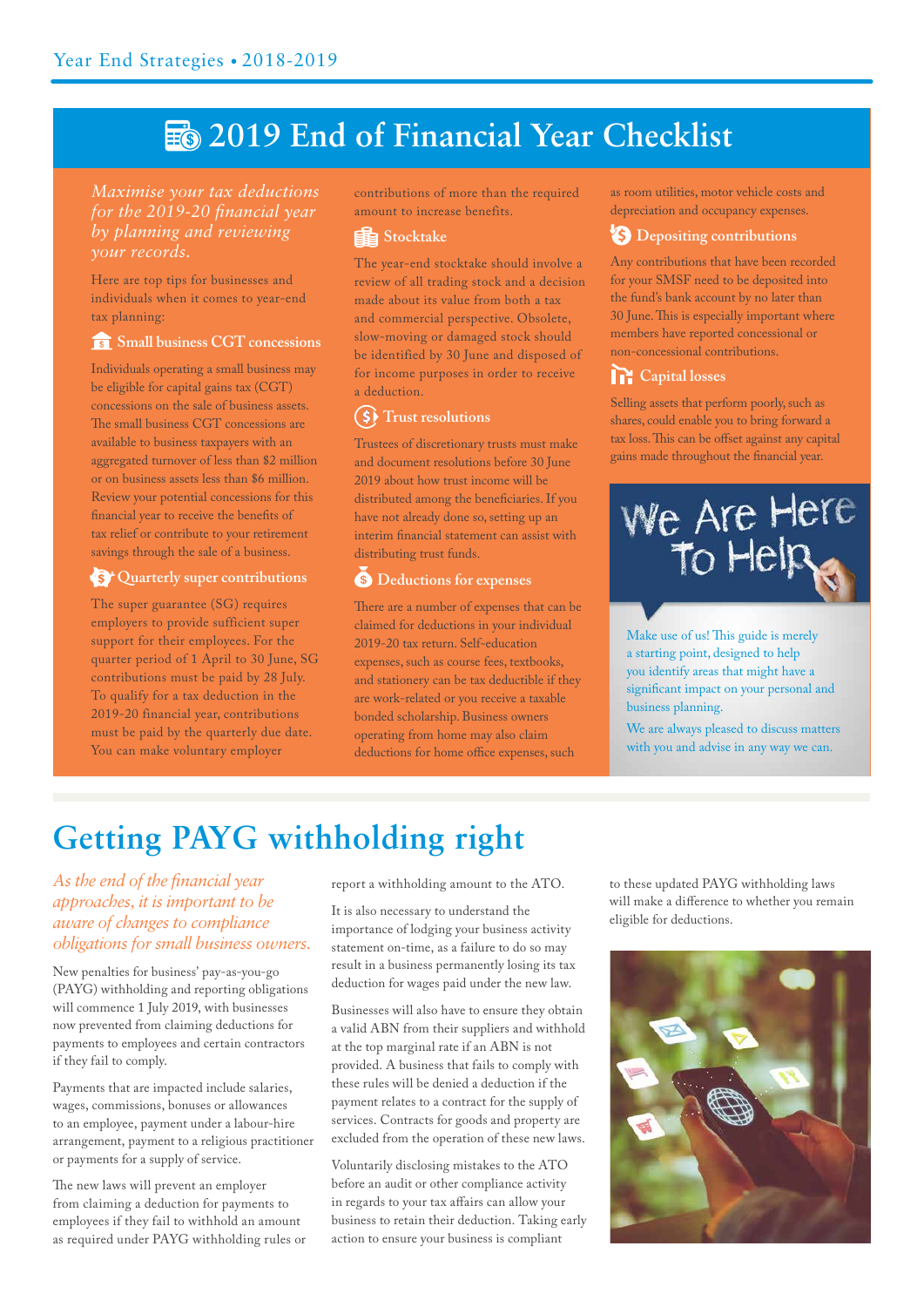# 2019 End of Financial Year Checklist

*Maximise your tax deductions for the 2019-20 financial year by planning and reviewing your records.*

Here are top tips for businesses and individuals when it comes to year-end tax planning:

### Small business CGT concessions

Individuals operating a small business may be eligible for capital gains tax (CGT) concessions on the sale of business assets. The small business CGT concessions are available to business taxpayers with an aggregated turnover of less than $2 million or on business assets less than $6 million. Review your potential concessions for this financial year to receive the benefits of tax relief or contribute to your retirement savings through the sale of a business.

### Quarterly super contributions

The super guarantee (SG) requires employers to provide sufficient super support for their employees. For the quarter period of 1 April to 30 June, SG contributions must be paid by 28 July. To qualify for a tax deduction in the 2019-20 financial year, contributions must be paid by the quarterly due date. You can make voluntary employer contributions of more than the required amount to increase benefits.

### Stocktake

The year-end stocktake should involve a review of all trading stock and a decision made about its value from both a tax and commercial perspective. Obsolete, slow-moving or damaged stock should be identified by 30 June and disposed of for income purposes in order to receive a deduction.

### Trust resolutions

Trustees of discretionary trusts must make and document resolutions before 30 June 2019 about how trust income will be distributed among the beneficiaries. If you have not already done so, setting up an interim financial statement can assist with distributing trust funds.

### Deductions for expenses

There are a number of expenses that can be claimed for deductions in your individual 2019-20 tax return. Self-education expenses, such as course fees, textbooks, and stationery can be tax deductible if they are work-related or you receive a taxable bonded scholarship. Business owners operating from home may also claim deductions for home office expenses, such as room utilities, motor vehicle costs and depreciation and occupancy expenses.

### Depositing contributions

Any contributions that have been recorded for your SMSF need to be deposited into the fund's bank account by no later than 30 June. This is especially important where members have reported concessional or non-concessional contributions.

### Capital losses

Selling assets that perform poorly, such as shares, could enable you to bring forward a tax loss. This can be offset against any capital gains made throughout the financial year.

### We Are Here To Help

Make use of us! This guide is merely a starting point, designed to help you identify areas that might have a significant impact on your personal and business planning.

We are always pleased to discuss matters with you and advise in any way we can.

# Getting PAYG withholding right

*As the end of the financial year approaches, it is important to be aware of changes to compliance obligations for small business owners.*

New penalties for business' pay-as-you-go (PAYG) withholding and reporting obligations will commence 1 July 2019, with businesses now prevented from claiming deductions for payments to employees and certain contractors if they fail to comply.

Payments that are impacted include salaries, wages, commissions, bonuses or allowances to an employee, payment under a labour-hire arrangement, payment to a religious practitioner or payments for a supply of service.

The new laws will prevent an employer from claiming a deduction for payments to employees if they fail to withhold an amount as required under PAYG withholding rules or report a withholding amount to the ATO.

It is also necessary to understand the importance of lodging your business activity statement on-time, as a failure to do so may result in a business permanently losing its tax deduction for wages paid under the new law.

Businesses will also have to ensure they obtain a valid ABN from their suppliers and withhold at the top marginal rate if an ABN is not provided. A business that fails to comply with these rules will be denied a deduction if the payment relates to a contract for the supply of services. Contracts for goods and property are excluded from the operation of these new laws.

Voluntarily disclosing mistakes to the ATO before an audit or other compliance activity in regards to your tax affairs can allow your business to retain their deduction. Taking early action to ensure your business is compliant to these updated PAYG withholding laws will make a difference to whether you remain eligible for deductions.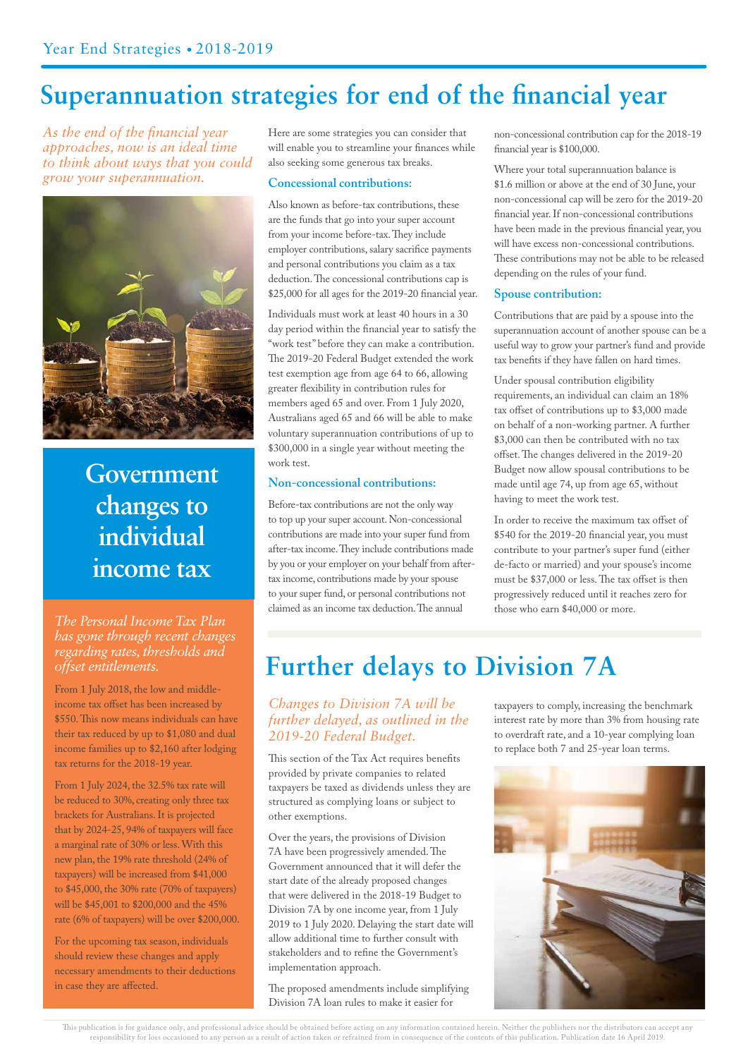# Superannuation strategies for end of the financial year

*As the end of the financial year approaches, now is an ideal time to think about ways that you could grow your superannuation.*

Here are some strategies you can consider that will enable you to streamline your finances while also seeking some generous tax breaks.

### Concessional contributions:

Also known as before-tax contributions, these are the funds that go into your super account from your income before-tax. They include employer contributions, salary sacrifice payments and personal contributions you claim as a tax deduction. The concessional contributions cap is $25,000 for all ages for the 2019-20 financial year.

Individuals must work at least 40 hours in a 30 day period within the financial year to satisfy the "work test" before they can make a contribution. The 2019-20 Federal Budget extended the work test exemption age from age 64 to 66, allowing greater flexibility in contribution rules for members aged 65 and over. From 1 July 2020, Australians aged 65 and 66 will be able to make voluntary superannuation contributions of up to $300,000 in a single year without meeting the work test.

### Non-concessional contributions:

Before-tax contributions are not the only way to top up your super account. Non-concessional contributions are made into your super fund from after-tax income. They include contributions made by you or your employer on your behalf from after-tax income, contributions made by your spouse to your super fund, or personal contributions not claimed as an income tax deduction. The annual non-concessional contribution cap for the 2018-19 financial year is $100,000.

Where your total superannuation balance is $1.6 million or above at the end of 30 June, your non-concessional cap will be zero for the 2019-20 financial year. If non-concessional contributions have been made in the previous financial year, you will have excess non-concessional contributions. These contributions may not be able to be released depending on the rules of your fund.

### Spouse contribution:

Contributions that are paid by a spouse into the superannuation account of another spouse can be a useful way to grow your partner's fund and provide tax benefits if they have fallen on hard times.

Under spousal contribution eligibility requirements, an individual can claim an 18% tax offset of contributions up to $3,000 made on behalf of a non-working partner. A further $3,000 can then be contributed with no tax offset. The changes delivered in the 2019-20 Budget now allow spousal contributions to be made until age 74, up from age 65, without having to meet the work test.

In order to receive the maximum tax offset of $540 for the 2019-20 financial year, you must contribute to your partner's super fund (either de-facto or married) and your spouse's income must be $37,000 or less. The tax offset is then progressively reduced until it reaches zero for those who earn $40,000 or more.

## Government changes to individual income tax

*The Personal Income Tax Plan has gone through recent changes regarding rates, thresholds and offset entitlements.*

From 1 July 2018, the low and middle-income tax offset has been increased by $550. This now means individuals can have their tax reduced by up to $1,080 and dual income families up to $2,160 after lodging tax returns for the 2018-19 year.

From 1 July 2024, the 32.5% tax rate will be reduced to 30%, creating only three tax brackets for Australians. It is projected that by 2024-25, 94% of taxpayers will face a marginal rate of 30% or less. With this new plan, the 19% rate threshold (24% of taxpayers) will be increased from $41,000 to $45,000, the 30% rate (70% of taxpayers) will be $45,001 to $200,000 and the 45% rate (6% of taxpayers) will be over $200,000.

For the upcoming tax season, individuals should review these changes and apply necessary amendments to their deductions in case they are affected.

# Further delays to Division 7A

*Changes to Division 7A will be further delayed, as outlined in the 2019-20 Federal Budget.*

This section of the Tax Act requires benefits provided by private companies to related taxpayers be taxed as dividends unless they are structured as complying loans or subject to other exemptions.

Over the years, the provisions of Division 7A have been progressively amended. The Government announced that it will defer the start date of the already proposed changes that were delivered in the 2018-19 Budget to Division 7A by one income year, from 1 July 2019 to 1 July 2020. Delaying the start date will allow additional time to further consult with stakeholders and to refine the Government's implementation approach.

The proposed amendments include simplifying Division 7A loan rules to make it easier for taxpayers to comply, increasing the benchmark interest rate by more than 3% from housing rate to overdraft rate, and a 10-year complying loan to replace both 7 and 25-year loan terms.

This publication is for guidance only, and professional advice should be obtained before acting on any information contained herein. Neither the publishers nor the distributors can accept any responsibility for loss occasioned to any person as a result of action taken or refrained from in consequence of the contents of this publication. Publication date 16 April 2019.